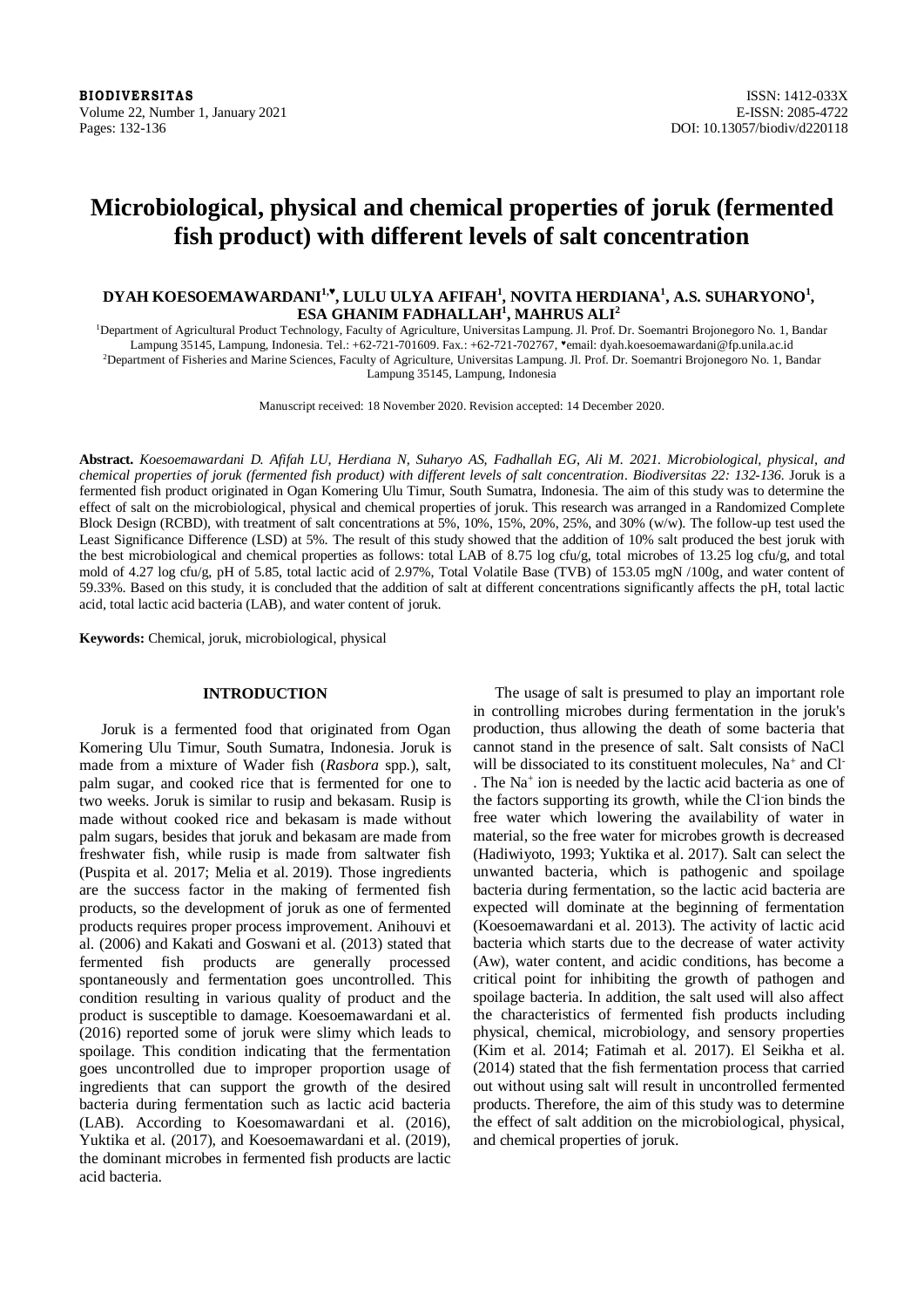# Microbiological, physical and chemical properties of joruk (fermented fish product) with different levels of salt concentration

**DYAH KOESOEMAWARDANI[1,♥], LULU ULYA AFIFAH[1], NOVITA HERDIANA[1], A.S. SUHARYONO[1], ESA GHANIM FADHALLAH[1], MAHRUS ALI[2]**

[1]Department of Agricultural Product Technology, Faculty of Agriculture, Universitas Lampung. Jl. Prof. Dr. Soemantri Brojonegoro No. 1, Bandar Lampung 35145, Lampung, Indonesia. Tel.: +62-721-701609. Fax.: +62-721-702767, ♥email: dyah.koesoemawardani@fp.unila.ac.id

[2]Department of Fisheries and Marine Sciences, Faculty of Agriculture, Universitas Lampung. Jl. Prof. Dr. Soemantri Brojonegoro No. 1, Bandar Lampung 35145, Lampung, Indonesia

Manuscript received: 18 November 2020. Revision accepted: 14 December 2020.

**Abstract.** *Koesoemawardani D. Afifah LU, Herdiana N, Suharyo AS, Fadhallah EG, Ali M. 2021. Microbiological, physical, and chemical properties of joruk (fermented fish product) with different levels of salt concentration. Biodiversitas 22: 132-136.* Joruk is a fermented fish product originated in Ogan Komering Ulu Timur, South Sumatra, Indonesia. The aim of this study was to determine the effect of salt on the microbiological, physical and chemical properties of joruk. This research was arranged in a Randomized Complete Block Design (RCBD), with treatment of salt concentrations at 5%, 10%, 15%, 20%, 25%, and 30% (w/w). The follow-up test used the Least Significance Difference (LSD) at 5%. The result of this study showed that the addition of 10% salt produced the best joruk with the best microbiological and chemical properties as follows: total LAB of 8.75 log cfu/g, total microbes of 13.25 log cfu/g, and total mold of 4.27 log cfu/g, pH of 5.85, total lactic acid of 2.97%, Total Volatile Base (TVB) of 153.05 mgN /100g, and water content of 59.33%. Based on this study, it is concluded that the addition of salt at different concentrations significantly affects the pH, total lactic acid, total lactic acid bacteria (LAB), and water content of joruk.

**Keywords:** Chemical, joruk, microbiological, physical

## INTRODUCTION

Joruk is a fermented food that originated from Ogan Komering Ulu Timur, South Sumatra, Indonesia. Joruk is made from a mixture of Wader fish (*Rasbora* spp.), salt, palm sugar, and cooked rice that is fermented for one to two weeks. Joruk is similar to rusip and bekasam. Rusip is made without cooked rice and bekasam is made without palm sugars, besides that joruk and bekasam are made from freshwater fish, while rusip is made from saltwater fish (Puspita et al. 2017; Melia et al. 2019). Those ingredients are the success factor in the making of fermented fish products, so the development of joruk as one of fermented products requires proper process improvement. Anihouvi et al. (2006) and Kakati and Goswani et al. (2013) stated that fermented fish products are generally processed spontaneously and fermentation goes uncontrolled. This condition resulting in various quality of product and the product is susceptible to damage. Koesoemawardani et al. (2016) reported some of joruk were slimy which leads to spoilage. This condition indicating that the fermentation goes uncontrolled due to improper proportion usage of ingredients that can support the growth of the desired bacteria during fermentation such as lactic acid bacteria (LAB). According to Koesomawardani et al. (2016), Yuktika et al. (2017), and Koesoemawardani et al. (2019), the dominant microbes in fermented fish products are lactic acid bacteria.

The usage of salt is presumed to play an important role in controlling microbes during fermentation in the joruk's production, thus allowing the death of some bacteria that cannot stand in the presence of salt. Salt consists of NaCl will be dissociated to its constituent molecules, $Na^+$ and $Cl^-$. The $Na^+$ ion is needed by the lactic acid bacteria as one of the factors supporting its growth, while the $Cl^-$ ion binds the free water which lowering the availability of water in material, so the free water for microbes growth is decreased (Hadiwiyoto, 1993; Yuktika et al. 2017). Salt can select the unwanted bacteria, which is pathogenic and spoilage bacteria during fermentation, so the lactic acid bacteria are expected will dominate at the beginning of fermentation (Koesoemawardani et al. 2013). The activity of lactic acid bacteria which starts due to the decrease of water activity (Aw), water content, and acidic conditions, has become a critical point for inhibiting the growth of pathogen and spoilage bacteria. In addition, the salt used will also affect the characteristics of fermented fish products including physical, chemical, microbiology, and sensory properties (Kim et al. 2014; Fatimah et al. 2017). El Seikha et al. (2014) stated that the fish fermentation process that carried out without using salt will result in uncontrolled fermented products. Therefore, the aim of this study was to determine the effect of salt addition on the microbiological, physical, and chemical properties of joruk.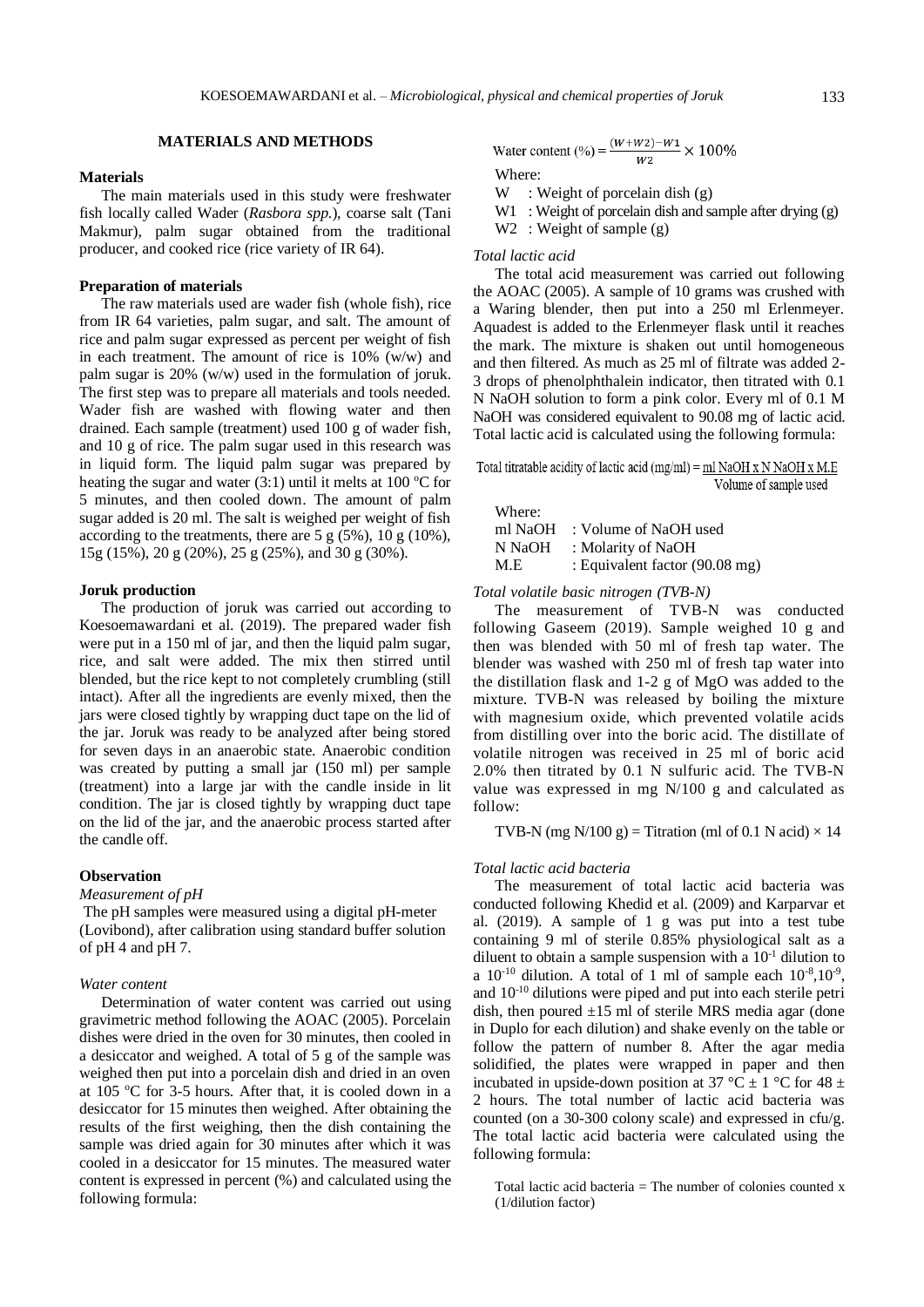## MATERIALS AND METHODS

### Materials

The main materials used in this study were freshwater fish locally called Wader (*Rasbora spp.*), coarse salt (Tani Makmur), palm sugar obtained from the traditional producer, and cooked rice (rice variety of IR 64).

### Preparation of materials

The raw materials used are wader fish (whole fish), rice from IR 64 varieties, palm sugar, and salt. The amount of rice and palm sugar expressed as percent per weight of fish in each treatment. The amount of rice is 10% (w/w) and palm sugar is 20% (w/w) used in the formulation of joruk. The first step was to prepare all materials and tools needed. Wader fish are washed with flowing water and then drained. Each sample (treatment) used 100 g of wader fish, and 10 g of rice. The palm sugar used in this research was in liquid form. The liquid palm sugar was prepared by heating the sugar and water (3:1) until it melts at 100 °C for 5 minutes, and then cooled down. The amount of palm sugar added is 20 ml. The salt is weighed per weight of fish according to the treatments, there are 5 g (5%), 10 g (10%), 15g (15%), 20 g (20%), 25 g (25%), and 30 g (30%).

### Joruk production

The production of joruk was carried out according to Koesoemawardani et al. (2019). The prepared wader fish were put in a 150 ml of jar, and then the liquid palm sugar, rice, and salt were added. The mix then stirred until blended, but the rice kept to not completely crumbling (still intact). After all the ingredients are evenly mixed, then the jars were closed tightly by wrapping duct tape on the lid of the jar. Joruk was ready to be analyzed after being stored for seven days in an anaerobic state. Anaerobic condition was created by putting a small jar (150 ml) per sample (treatment) into a large jar with the candle inside in lit condition. The jar is closed tightly by wrapping duct tape on the lid of the jar, and the anaerobic process started after the candle off.

### Observation

*Measurement of pH*

The pH samples were measured using a digital pH-meter (Lovibond), after calibration using standard buffer solution of pH 4 and pH 7.

*Water content*

Determination of water content was carried out using gravimetric method following the AOAC (2005). Porcelain dishes were dried in the oven for 30 minutes, then cooled in a desiccator and weighed. A total of 5 g of the sample was weighed then put into a porcelain dish and dried in an oven at 105 °C for 3-5 hours. After that, it is cooled down in a desiccator for 15 minutes then weighed. After obtaining the results of the first weighing, then the dish containing the sample was dried again for 30 minutes after which it was cooled in a desiccator for 15 minutes. The measured water content is expressed in percent (%) and calculated using the following formula:

$$\text{Water content (\%)} = \frac{(W+W2)-W1}{W2} \times 100\%$$

Where:

W : Weight of porcelain dish (g)

W1 : Weight of porcelain dish and sample after drying (g)

W2 : Weight of sample (g)

*Total lactic acid*

The total acid measurement was carried out following the AOAC (2005). A sample of 10 grams was crushed with a Waring blender, then put into a 250 ml Erlenmeyer. Aquadest is added to the Erlenmeyer flask until it reaches the mark. The mixture is shaken out until homogeneous and then filtered. As much as 25 ml of filtrate was added 2-3 drops of phenolphthalein indicator, then titrated with 0.1 N NaOH solution to form a pink color. Every ml of 0.1 M NaOH was considered equivalent to 90.08 mg of lactic acid. Total lactic acid is calculated using the following formula:

$$\text{Total titratable acidity of lactic acid (mg/ml)} = \frac{\text{ml NaOH} \times \text{N NaOH} \times \text{M.E}}{\text{Volume of sample used}}$$

Where:

ml NaOH : Volume of NaOH used

N NaOH : Molarity of NaOH

M.E : Equivalent factor (90.08 mg)

*Total volatile basic nitrogen (TVB-N)*

The measurement of TVB-N was conducted following Gaseem (2019). Sample weighed 10 g and then was blended with 50 ml of fresh tap water. The blender was washed with 250 ml of fresh tap water into the distillation flask and 1-2 g of MgO was added to the mixture. TVB-N was released by boiling the mixture with magnesium oxide, which prevented volatile acids from distilling over into the boric acid. The distillate of volatile nitrogen was received in 25 ml of boric acid 2.0% then titrated by 0.1 N sulfuric acid. The TVB-N value was expressed in mg N/100 g and calculated as follow:

$$\text{TVB-N (mg N/100 g)} = \text{Titration (ml of 0.1 N acid)} \times 14$$

*Total lactic acid bacteria*

The measurement of total lactic acid bacteria was conducted following Khedid et al. (2009) and Karparvar et al. (2019). A sample of 1 g was put into a test tube containing 9 ml of sterile 0.85% physiological salt as a diluent to obtain a sample suspension with a $10^{-1}$ dilution to a $10^{-10}$ dilution. A total of 1 ml of sample each $10^{-8}$, $10^{-9}$, and $10^{-10}$ dilutions were piped and put into each sterile petri dish, then poured ±15 ml of sterile MRS media agar (done in Duplo for each dilution) and shake evenly on the table or follow the pattern of number 8. After the agar media solidified, the plates were wrapped in paper and then incubated in upside-down position at 37 °C ± 1 °C for 48 ± 2 hours. The total number of lactic acid bacteria was counted (on a 30-300 colony scale) and expressed in cfu/g. The total lactic acid bacteria were calculated using the following formula:

Total lactic acid bacteria = The number of colonies counted x (1/dilution factor)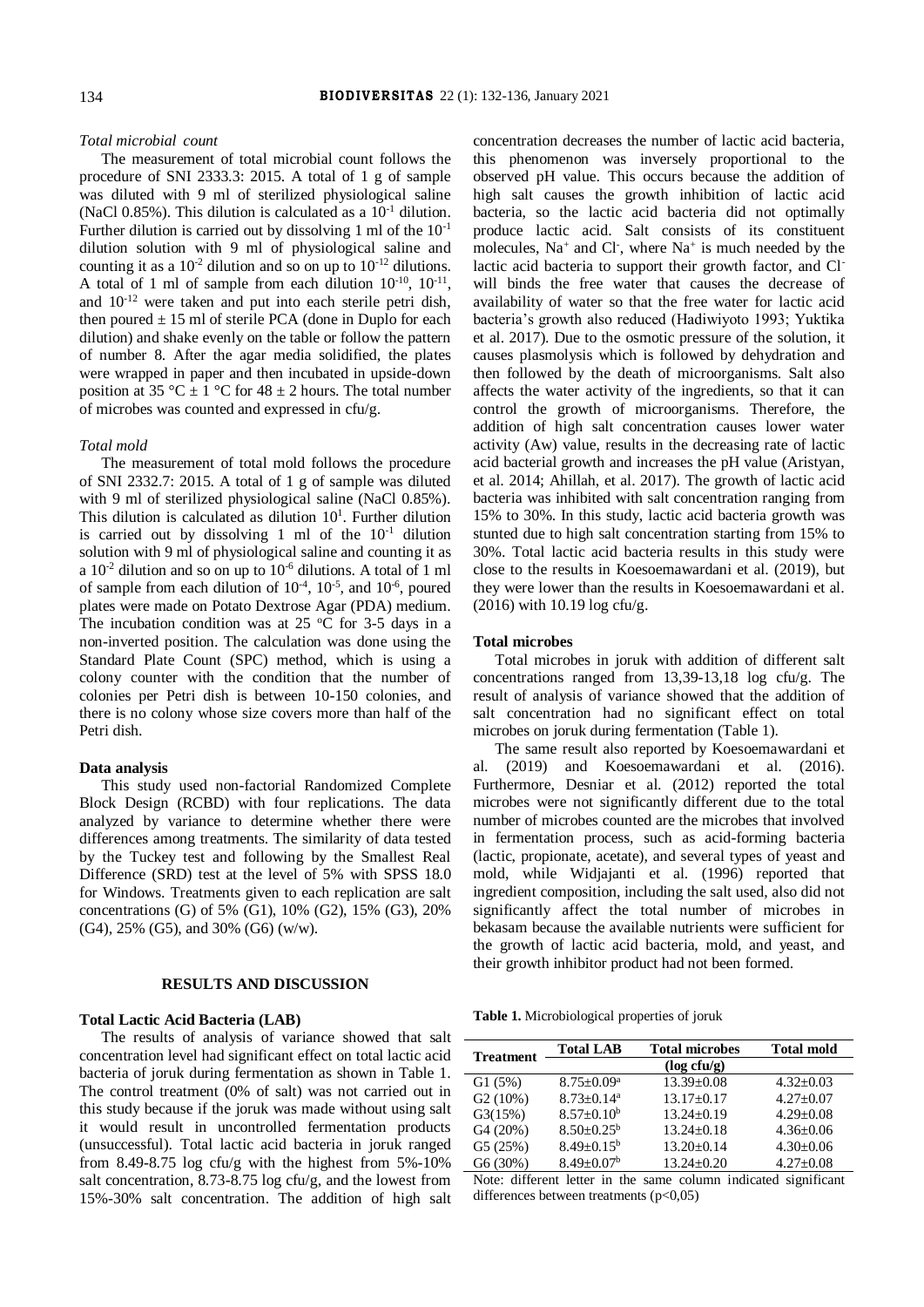*Total microbial count*

The measurement of total microbial count follows the procedure of SNI 2333.3: 2015. A total of 1 g of sample was diluted with 9 ml of sterilized physiological saline (NaCl 0.85%). This dilution is calculated as a $10^{-1}$ dilution. Further dilution is carried out by dissolving 1 ml of the $10^{-1}$ dilution solution with 9 ml of physiological saline and counting it as a $10^{-2}$ dilution and so on up to $10^{-12}$ dilutions. A total of 1 ml of sample from each dilution $10^{-10}$, $10^{-11}$, and $10^{-12}$ were taken and put into each sterile petri dish, then poured ± 15 ml of sterile PCA (done in Duplo for each dilution) and shake evenly on the table or follow the pattern of number 8. After the agar media solidified, the plates were wrapped in paper and then incubated in upside-down position at 35 °C ± 1 °C for 48 ± 2 hours. The total number of microbes was counted and expressed in cfu/g.

*Total mold*

The measurement of total mold follows the procedure of SNI 2332.7: 2015. A total of 1 g of sample was diluted with 9 ml of sterilized physiological saline (NaCl 0.85%). This dilution is calculated as dilution $10^{1}$. Further dilution is carried out by dissolving 1 ml of the $10^{-1}$ dilution solution with 9 ml of physiological saline and counting it as a $10^{-2}$ dilution and so on up to $10^{-6}$ dilutions. A total of 1 ml of sample from each dilution of $10^{-4}$, $10^{-5}$, and $10^{-6}$, poured plates were made on Potato Dextrose Agar (PDA) medium. The incubation condition was at 25 °C for 3-5 days in a non-inverted position. The calculation was done using the Standard Plate Count (SPC) method, which is using a colony counter with the condition that the number of colonies per Petri dish is between 10-150 colonies, and there is no colony whose size covers more than half of the Petri dish.

**Data analysis**

This study used non-factorial Randomized Complete Block Design (RCBD) with four replications. The data analyzed by variance to determine whether there were differences among treatments. The similarity of data tested by the Tuckey test and following by the Smallest Real Difference (SRD) test at the level of 5% with SPSS 18.0 for Windows. Treatments given to each replication are salt concentrations (G) of 5% (G1), 10% (G2), 15% (G3), 20% (G4), 25% (G5), and 30% (G6) (w/w).

## RESULTS AND DISCUSSION

**Total Lactic Acid Bacteria (LAB)**

The results of analysis of variance showed that salt concentration level had significant effect on total lactic acid bacteria of joruk during fermentation as shown in Table 1. The control treatment (0% of salt) was not carried out in this study because if the joruk was made without using salt it would result in uncontrolled fermentation products (unsuccessful). Total lactic acid bacteria in joruk ranged from 8.49-8.75 log cfu/g with the highest from 5%-10% salt concentration, 8.73-8.75 log cfu/g, and the lowest from 15%-30% salt concentration. The addition of high salt concentration decreases the number of lactic acid bacteria, this phenomenon was inversely proportional to the observed pH value. This occurs because the addition of high salt causes the growth inhibition of lactic acid bacteria, so the lactic acid bacteria did not optimally produce lactic acid. Salt consists of its constituent molecules, $Na^{+}$ and $Cl^{-}$, where $Na^{+}$ is much needed by the lactic acid bacteria to support their growth factor, and $Cl^{-}$ will binds the free water that causes the decrease of availability of water so that the free water for lactic acid bacteria's growth also reduced (Hadiwiyoto 1993; Yuktika et al. 2017). Due to the osmotic pressure of the solution, it causes plasmolysis which is followed by dehydration and then followed by the death of microorganisms. Salt also affects the water activity of the ingredients, so that it can control the growth of microorganisms. Therefore, the addition of high salt concentration causes lower water activity (Aw) value, results in the decreasing rate of lactic acid bacterial growth and increases the pH value (Aristyan, et al. 2014; Ahillah, et al. 2017). The growth of lactic acid bacteria was inhibited with salt concentration ranging from 15% to 30%. In this study, lactic acid bacteria growth was stunted due to high salt concentration starting from 15% to 30%. Total lactic acid bacteria results in this study were close to the results in Koesoemawardani et al. (2019), but they were lower than the results in Koesoemawardani et al. (2016) with 10.19 log cfu/g.

**Total microbes**

Total microbes in joruk with addition of different salt concentrations ranged from 13,39-13,18 log cfu/g. The result of analysis of variance showed that the addition of salt concentration had no significant effect on total microbes on joruk during fermentation (Table 1).

The same result also reported by Koesoemawardani et al. (2019) and Koesoemawardani et al. (2016). Furthermore, Desniar et al. (2012) reported the total microbes were not significantly different due to the total number of microbes counted are the microbes that involved in fermentation process, such as acid-forming bacteria (lactic, propionate, acetate), and several types of yeast and mold, while Widjajanti et al. (1996) reported that ingredient composition, including the salt used, also did not significantly affect the total number of microbes in bekasam because the available nutrients were sufficient for the growth of lactic acid bacteria, mold, and yeast, and their growth inhibitor product had not been formed.

**Table 1.** Microbiological properties of joruk

| Treatment | Total LAB | Total microbes | Total mold |
|---|---|---|---|
| | (log cfu/g) | | |
| G1 (5%) | 8.75±0.09[a] | 13.39±0.08 | 4.32±0.03 |
| G2 (10%) | 8.73±0.14[a] | 13.17±0.17 | 4.27±0.07 |
| G3(15%) | 8.57±0.10[b] | 13.24±0.19 | 4.29±0.08 |
| G4 (20%) | 8.50±0.25[b] | 13.24±0.18 | 4.36±0.06 |
| G5 (25%) | 8.49±0.15[b] | 13.20±0.14 | 4.30±0.06 |
| G6 (30%) | 8.49±0.07[b] | 13.24±0.20 | 4.27±0.08 |

Note: different letter in the same column indicated significant differences between treatments ($p<0,05$)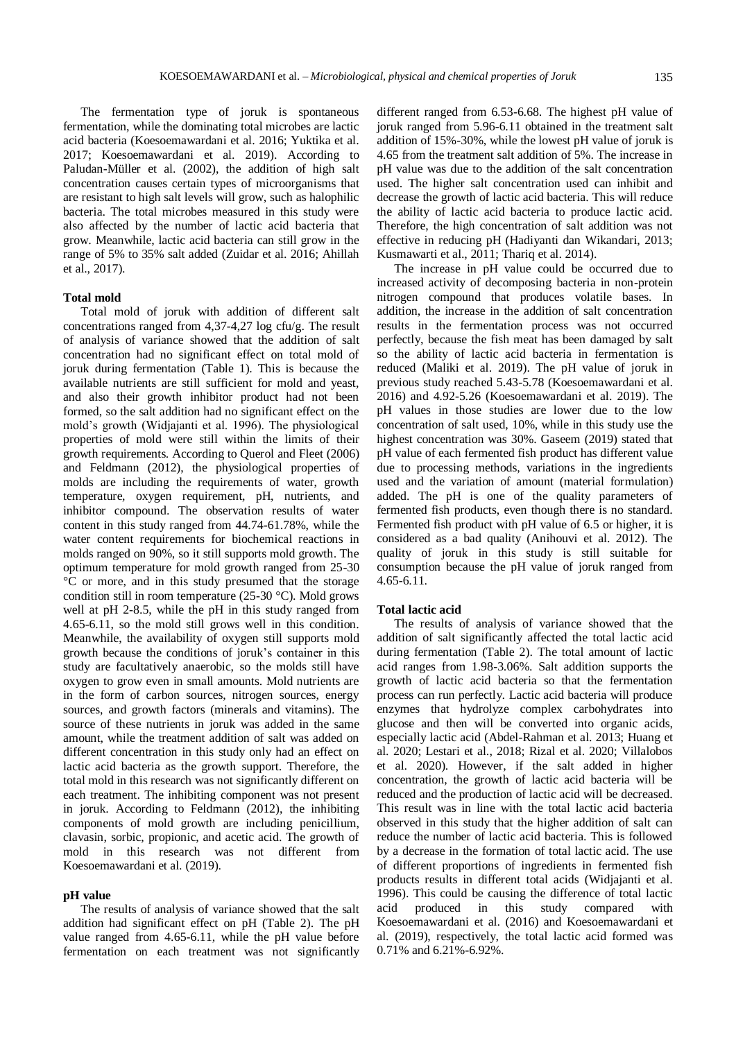The fermentation type of joruk is spontaneous fermentation, while the dominating total microbes are lactic acid bacteria (Koesoemawardani et al. 2016; Yuktika et al. 2017; Koesoemawardani et al. 2019). According to Paludan-Müller et al. (2002), the addition of high salt concentration causes certain types of microorganisms that are resistant to high salt levels will grow, such as halophilic bacteria. The total microbes measured in this study were also affected by the number of lactic acid bacteria that grow. Meanwhile, lactic acid bacteria can still grow in the range of 5% to 35% salt added (Zuidar et al. 2016; Ahillah et al., 2017).

**Total mold**

Total mold of joruk with addition of different salt concentrations ranged from 4,37-4,27 log cfu/g. The result of analysis of variance showed that the addition of salt concentration had no significant effect on total mold of joruk during fermentation (Table 1). This is because the available nutrients are still sufficient for mold and yeast, and also their growth inhibitor product had not been formed, so the salt addition had no significant effect on the mold's growth (Widjajanti et al. 1996). The physiological properties of mold were still within the limits of their growth requirements. According to Querol and Fleet (2006) and Feldmann (2012), the physiological properties of molds are including the requirements of water, growth temperature, oxygen requirement, pH, nutrients, and inhibitor compound. The observation results of water content in this study ranged from 44.74-61.78%, while the water content requirements for biochemical reactions in molds ranged on 90%, so it still supports mold growth. The optimum temperature for mold growth ranged from 25-30 °C or more, and in this study presumed that the storage condition still in room temperature (25-30 °C). Mold grows well at pH 2-8.5, while the pH in this study ranged from 4.65-6.11, so the mold still grows well in this condition. Meanwhile, the availability of oxygen still supports mold growth because the conditions of joruk's container in this study are facultatively anaerobic, so the molds still have oxygen to grow even in small amounts. Mold nutrients are in the form of carbon sources, nitrogen sources, energy sources, and growth factors (minerals and vitamins). The source of these nutrients in joruk was added in the same amount, while the treatment addition of salt was added on different concentration in this study only had an effect on lactic acid bacteria as the growth support. Therefore, the total mold in this research was not significantly different on each treatment. The inhibiting component was not present in joruk. According to Feldmann (2012), the inhibiting components of mold growth are including penicillium, clavasin, sorbic, propionic, and acetic acid. The growth of mold in this research was not different from Koesoemawardani et al. (2019).

**pH value**

The results of analysis of variance showed that the salt addition had significant effect on pH (Table 2). The pH value ranged from 4.65-6.11, while the pH value before fermentation on each treatment was not significantly different ranged from 6.53-6.68. The highest pH value of joruk ranged from 5.96-6.11 obtained in the treatment salt addition of 15%-30%, while the lowest pH value of joruk is 4.65 from the treatment salt addition of 5%. The increase in pH value was due to the addition of the salt concentration used. The higher salt concentration used can inhibit and decrease the growth of lactic acid bacteria. This will reduce the ability of lactic acid bacteria to produce lactic acid. Therefore, the high concentration of salt addition was not effective in reducing pH (Hadiyanti dan Wikandari, 2013; Kusmawarti et al., 2011; Thariq et al. 2014).

The increase in pH value could be occurred due to increased activity of decomposing bacteria in non-protein nitrogen compound that produces volatile bases. In addition, the increase in the addition of salt concentration results in the fermentation process was not occurred perfectly, because the fish meat has been damaged by salt so the ability of lactic acid bacteria in fermentation is reduced (Maliki et al. 2019). The pH value of joruk in previous study reached 5.43-5.78 (Koesoemawardani et al. 2016) and 4.92-5.26 (Koesoemawardani et al. 2019). The pH values in those studies are lower due to the low concentration of salt used, 10%, while in this study use the highest concentration was 30%. Gaseem (2019) stated that pH value of each fermented fish product has different value due to processing methods, variations in the ingredients used and the variation of amount (material formulation) added. The pH is one of the quality parameters of fermented fish products, even though there is no standard. Fermented fish product with pH value of 6.5 or higher, it is considered as a bad quality (Anihouvi et al. 2012). The quality of joruk in this study is still suitable for consumption because the pH value of joruk ranged from 4.65-6.11.

**Total lactic acid**

The results of analysis of variance showed that the addition of salt significantly affected the total lactic acid during fermentation (Table 2). The total amount of lactic acid ranges from 1.98-3.06%. Salt addition supports the growth of lactic acid bacteria so that the fermentation process can run perfectly. Lactic acid bacteria will produce enzymes that hydrolyze complex carbohydrates into glucose and then will be converted into organic acids, especially lactic acid (Abdel-Rahman et al. 2013; Huang et al. 2020; Lestari et al., 2018; Rizal et al. 2020; Villalobos et al. 2020). However, if the salt added in higher concentration, the growth of lactic acid bacteria will be reduced and the production of lactic acid will be decreased. This result was in line with the total lactic acid bacteria observed in this study that the higher addition of salt can reduce the number of lactic acid bacteria. This is followed by a decrease in the formation of total lactic acid. The use of different proportions of ingredients in fermented fish products results in different total acids (Widjajanti et al. 1996). This could be causing the difference of total lactic acid produced in this study compared with Koesoemawardani et al. (2016) and Koesoemawardani et al. (2019), respectively, the total lactic acid formed was 0.71% and 6.21%-6.92%.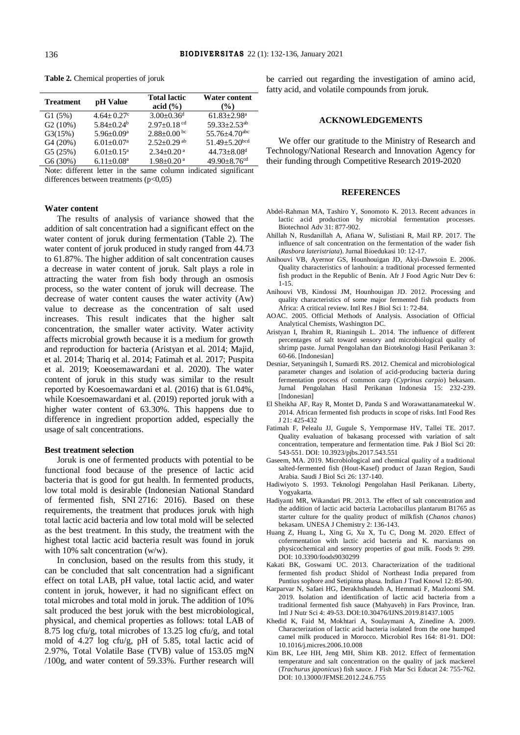**Table 2.** Chemical properties of joruk

| Treatment | pH Value | Total lactic acid (%) | Water content (%) |
|---|---|---|---|
| G1 (5%) | 4.64± 0.27[c] | 3.00±0.36[d] | 61.83±2.98[a] |
| G2 (10%) | 5.84±0.24[b] | 2.97±0.18[cd] | 59.33±2.53[ab] |
| G3(15%) | 5.96±0.09[a] | 2.88±0.00[bc] | 55.76±4.70[abc] |
| G4 (20%) | 6.01±0.07[a] | 2.52±0.29[ab] | 51.49±5.20[bcd] |
| G5 (25%) | 6.01±0.15[a] | 2.34±0.20[a] | 44.73±8.08[d] |
| G6 (30%) | 6.11±0.08[a] | 1.98±0.20[a] | 49.90±8.76[cd] |

Note: different letter in the same column indicated significant differences between treatments ($p<0,05$)

### Water content

The results of analysis of variance showed that the addition of salt concentration had a significant effect on the water content of joruk during fermentation (Table 2). The water content of joruk produced in study ranged from 44.73 to 61.87%. The higher addition of salt concentration causes a decrease in water content of joruk. Salt plays a role in attracting the water from fish body through an osmosis process, so the water content of joruk will decrease. The decrease of water content causes the water activity (Aw) value to decrease as the concentration of salt used increases. This result indicates that the higher salt concentration, the smaller water activity. Water activity affects microbial growth because it is a medium for growth and reproduction for bacteria (Aristyan et al. 2014; Majid, et al. 2014; Thariq et al. 2014; Fatimah et al. 2017; Puspita et al. 2019; Koeosemawardani et al. 2020). The water content of joruk in this study was similar to the result reported by Koesoemawardani et al. (2016) that is 61.04%, while Koesoemawardani et al. (2019) reported joruk with a higher water content of 63.30%. This happens due to difference in ingredient proportion added, especially the usage of salt concentrations.

### Best treatment selection

Joruk is one of fermented products with potential to be functional food because of the presence of lactic acid bacteria that is good for gut health. In fermented products, low total mold is desirable (Indonesian National Standard of fermented fish, SNI 2716: 2016). Based on these requirements, the treatment that produces joruk with high total lactic acid bacteria and low total mold will be selected as the best treatment. In this study, the treatment with the highest total lactic acid bacteria result was found in joruk with 10% salt concentration (w/w).

In conclusion, based on the results from this study, it can be concluded that salt concentration had a significant effect on total LAB, pH value, total lactic acid, and water content in joruk, however, it had no significant effect on total microbes and total mold in joruk. The addition of 10% salt produced the best joruk with the best microbiological, physical, and chemical properties as follows: total LAB of 8.75 log cfu/g, total microbes of 13.25 log cfu/g, and total mold of 4.27 log cfu/g, pH of 5.85, total lactic acid of 2.97%, Total Volatile Base (TVB) value of 153.05 mgN /100g, and water content of 59.33%. Further research will be carried out regarding the investigation of amino acid, fatty acid, and volatile compounds from joruk.

## ACKNOWLEDGEMENTS

We offer our gratitude to the Ministry of Research and Technology/National Research and Innovation Agency for their funding through Competitive Research 2019-2020

## REFERENCES

Abdel-Rahman MA, Tashiro Y, Sonomoto K. 2013. Recent advances in lactic acid production by microbial fermentation processes. Biotechnol Adv 31: 877-902.

Ahillah N, Rusdanillah A, Afiana W, Sulistiani R, Mail RP. 2017. The influence of salt concentration on the fermentation of the wader fish (*Rasbora lateristriata*). Jurnal Bioedukasi 10: 12-17.

Anihouvi VB, Ayernor GS, Hounhouigan JD, Akyi-Dawsoin E. 2006. Quality characteristics of lanhouin: a traditional processed fermented fish product in the Republic of Benin. Afr J Food Agric Nutr Dev 6: 1-15.

Anihouvi VB, Kindossi JM, Hounhouigan JD. 2012. Processing and quality characteristics of some major fermented fish products from Africa: A critical review. Intl Res J Biol Sci 1: 72-84.

AOAC. 2005. Official Methods of Analysis. Association of Official Analytical Chemists, Washington DC.

Aristyan I, Ibrahim R, Rianingsih L. 2014. The influence of different percentages of salt toward sensory and microbiological quality of shrimp paste. Jurnal Pengolahan dan Bioteknologi Hasil Perikanan 3: 60-66. [Indonesian]

Desniar, Setyaningsih I, Sumardi RS. 2012. Chemical and microbiological parameter changes and isolation of acid-producing bacteria during fermentation process of common carp (*Cyprinus carpio*) bekasam. Jurnal Pengolahan Hasil Perikanan Indonesia 15: 232-239. [Indonesian]

El Sheikha AF, Ray R, Montet D, Panda S and Worawattanamateekul W. 2014. African fermented fish products in scope of risks. Intl Food Res J 21: 425-432

Fatimah F, Pelealu JJ, Gugule S, Yempormase HV, Tallei TE. 2017. Quality evaluation of bakasang processed with variation of salt concentration, temperature and fermentation time. Pak J Biol Sci 20: 543-551. DOI: 10.3923/pjbs.2017.543.551

Gaseem, MA. 2019. Microbiological and chemical quality of a traditional salted-fermented fish (Hout-Kasef) product of Jazan Region, Saudi Arabia. Saudi J Biol Sci 26: 137-140.

Hadiwiyoto S. 1993. Teknologi Pengolahan Hasil Perikanan. Liberty, Yogyakarta.

Hadiyanti MR, Wikandari PR. 2013. The effect of salt concentration and the addition of lactic acid bacteria Lactobacillus plantarum B1765 as starter culture for the quality product of milkfish (*Chanos chanos*) bekasam. UNESA J Chemistry 2: 136-143.

Huang Z, Huang L, Xing G, Xu X, Tu C, Dong M. 2020. Effect of cofermentation with lactic acid bacteria and K. marxianus on physicochemical and sensory properties of goat milk. Foods 9: 299. DOI: 10.3390/foods9030299

Kakati BK, Goswami UC. 2013. Characterization of the traditional fermented fish product Shidol of Northeast India prepared from Puntius sophore and Setipinna phasa. Indian J Trad Knowl 12: 85-90.

Karparvar N, Safaei HG, Derakhshandeh A, Hemmati F, Mazloomi SM. 2019. Isolation and identification of lactic acid bacteria from a traditional fermented fish sauce (Mahyaveh) in Fars Province, Iran. Intl J Nutr Sci 4: 49-53. DOI:10.30476/IJNS.2019.81437.1005

Khedid K, Faid M, Mokhtari A, Soulaymani A, Zinedine A. 2009. Characterization of lactic acid bacteria isolated from the one humped camel milk produced in Morocco. Microbiol Res 164: 81-91. DOI: 10.1016/j.micres.2006.10.008

Kim BK, Lee HH, Jeng MH, Shim KB. 2012. Effect of fermentation temperature and salt concentration on the quality of jack mackerel (*Trachurus japonicus*) fish sauce. J Fish Mar Sci Educat 24: 755-762. DOI: 10.13000/JFMSE.2012.24.6.755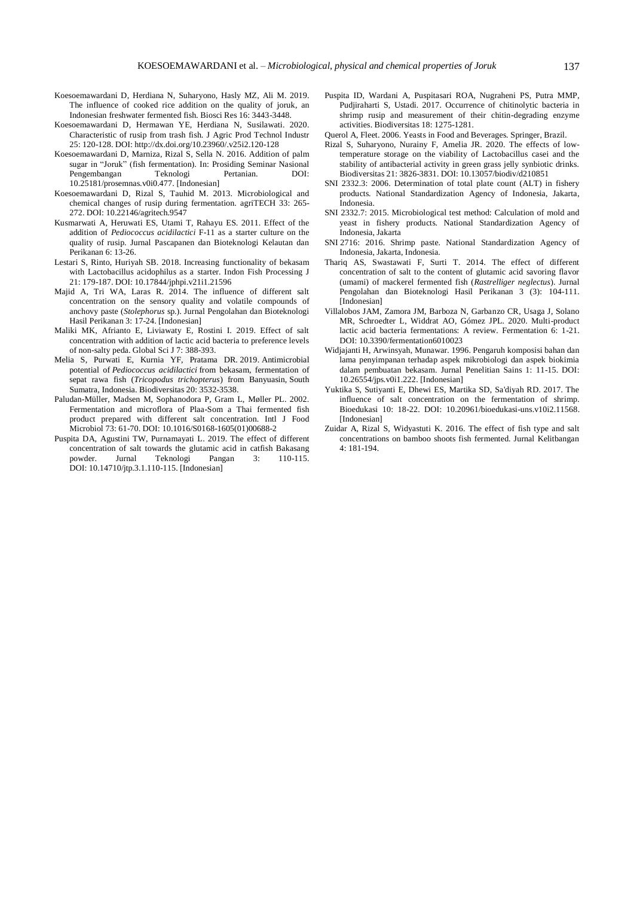Koesoemawardani D, Herdiana N, Suharyono, Hasly MZ, Ali M. 2019. The influence of cooked rice addition on the quality of joruk, an Indonesian freshwater fermented fish. Biosci Res 16: 3443-3448.

Koesoemawardani D, Hermawan YE, Herdiana N, Susilawati. 2020. Characteristic of rusip from trash fish. J Agric Prod Technol Industr 25: 120-128. DOI: http://dx.doi.org/10.23960/.v25i2.120-128

Koesoemawardani D, Marniza, Rizal S, Sella N. 2016. Addition of palm sugar in "Joruk" (fish fermentation). In: Prosiding Seminar Nasional Pengembangan Teknologi Pertanian. DOI: 10.25181/prosemnas.v0i0.477. [Indonesian]

Koesoemawardani D, Rizal S, Tauhid M. 2013. Microbiological and chemical changes of rusip during fermentation. agriTECH 33: 265-272. DOI: 10.22146/agritech.9547

Kusmarwati A, Heruwati ES, Utami T, Rahayu ES. 2011. Effect of the addition of *Pediococcus acidilactici* F-11 as a starter culture on the quality of rusip. Jurnal Pascapanen dan Bioteknologi Kelautan dan Perikanan 6: 13-26.

Lestari S, Rinto, Huriyah SB. 2018. Increasing functionality of bekasam with Lactobacillus acidophilus as a starter. Indon Fish Processing J 21: 179-187. DOI: 10.17844/jphpi.v21i1.21596

Majid A, Tri WA, Laras R. 2014. The influence of different salt concentration on the sensory quality and volatile compounds of anchovy paste (*Stolephorus* sp.). Jurnal Pengolahan dan Bioteknologi Hasil Perikanan 3: 17-24. [Indonesian]

Maliki MK, Afrianto E, Liviawaty E, Rostini I. 2019. Effect of salt concentration with addition of lactic acid bacteria to preference levels of non-salty peda. Global Sci J 7: 388-393.

Melia S, Purwati E, Kurnia YF, Pratama DR. 2019. Antimicrobial potential of *Pediococcus acidilactici* from bekasam, fermentation of sepat rawa fish (*Tricopodus trichopterus*) from Banyuasin, South Sumatra, Indonesia. Biodiversitas 20: 3532-3538.

Paludan-Müller, Madsen M, Sophanodora P, Gram L, Møller PL. 2002. Fermentation and microflora of Plaa-Som a Thai fermented fish product prepared with different salt concentration. Intl J Food Microbiol 73: 61-70. DOI: 10.1016/S0168-1605(01)00688-2

Puspita DA, Agustini TW, Purnamayati L. 2019. The effect of different concentration of salt towards the glutamic acid in catfish Bakasang powder. Jurnal Teknologi Pangan 3: 110-115. DOI: 10.14710/jtp.3.1.110-115. [Indonesian]

Puspita ID, Wardani A, Puspitasari ROA, Nugraheni PS, Putra MMP, Pudjiraharti S, Ustadi. 2017. Occurrence of chitinolytic bacteria in shrimp rusip and measurement of their chitin-degrading enzyme activities. Biodiversitas 18: 1275-1281.

Querol A, Fleet. 2006. Yeasts in Food and Beverages. Springer, Brazil.

Rizal S, Suharyono, Nurainy F, Amelia JR. 2020. The effects of low-temperature storage on the viability of Lactobacillus casei and the stability of antibacterial activity in green grass jelly synbiotic drinks. Biodiversitas 21: 3826-3831. DOI: 10.13057/biodiv/d210851

SNI 2332.3: 2006. Determination of total plate count (ALT) in fishery products. National Standardization Agency of Indonesia, Jakarta, Indonesia.

SNI 2332.7: 2015. Microbiological test method: Calculation of mold and yeast in fishery products. National Standardization Agency of Indonesia, Jakarta

SNI 2716: 2016. Shrimp paste. National Standardization Agency of Indonesia, Jakarta, Indonesia.

Thariq AS, Swastawati F, Surti T. 2014. The effect of different concentration of salt to the content of glutamic acid savoring flavor (umami) of mackerel fermented fish (*Rastrelliger neglectus*). Jurnal Pengolahan dan Bioteknologi Hasil Perikanan 3 (3): 104-111. [Indonesian]

Villalobos JAM, Zamora JM, Barboza N, Garbanzo CR, Usaga J, Solano MR, Schroedter L, Widdrat AO, Gómez JPL. 2020. Multi-product lactic acid bacteria fermentations: A review. Fermentation 6: 1-21. DOI: 10.3390/fermentation6010023

Widjajanti H, Arwinsyah, Munawar. 1996. Pengaruh komposisi bahan dan lama penyimpanan terhadap aspek mikrobiologi dan aspek biokimia dalam pembuatan bekasam. Jurnal Penelitian Sains 1: 11-15. DOI: 10.26554/jps.v0i1.222. [Indonesian]

Yuktika S, Sutiyanti E, Dhewi ES, Martika SD, Sa'diyah RD. 2017. The influence of salt concentration on the fermentation of shrimp. Bioedukasi 10: 18-22. DOI: 10.20961/bioedukasi-uns.v10i2.11568. [Indonesian]

Zuidar A, Rizal S, Widyastuti K. 2016. The effect of fish type and salt concentrations on bamboo shoots fish fermented. Jurnal Kelitbangan 4: 181-194.